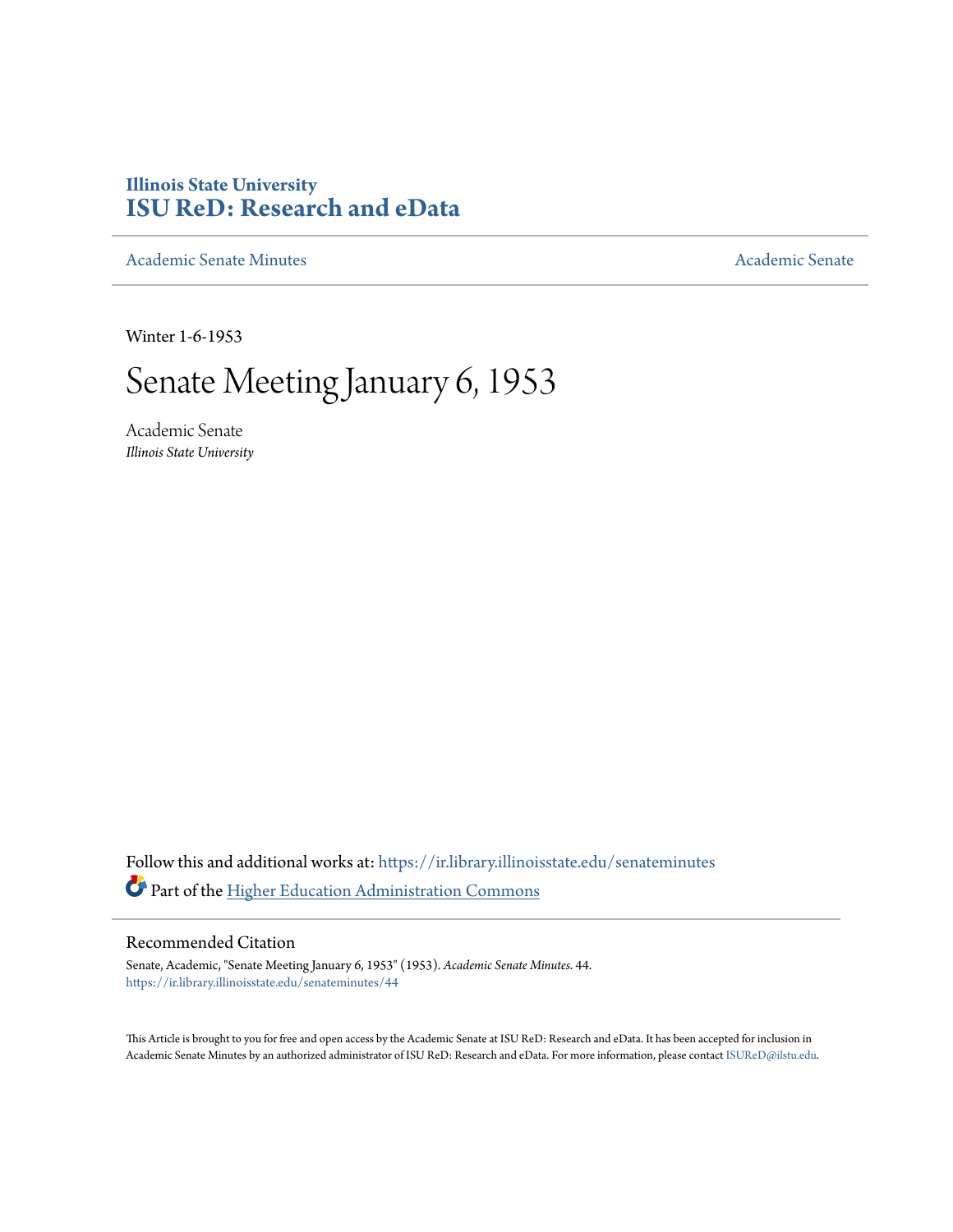Illinois State University

# ISU ReD: Research and eData

Academic Senate Minutes — Academic Senate

Winter 1-6-1953

# Senate Meeting January 6, 1953

Academic Senate
*Illinois State University*

Follow this and additional works at: https://ir.library.illinoisstate.edu/senateminutes

Part of the Higher Education Administration Commons

## Recommended Citation

Senate, Academic, "Senate Meeting January 6, 1953" (1953). *Academic Senate Minutes*. 44.
https://ir.library.illinoisstate.edu/senateminutes/44

This Article is brought to you for free and open access by the Academic Senate at ISU ReD: Research and eData. It has been accepted for inclusion in Academic Senate Minutes by an authorized administrator of ISU ReD: Research and eData. For more information, please contact ISUReD@ilstu.edu.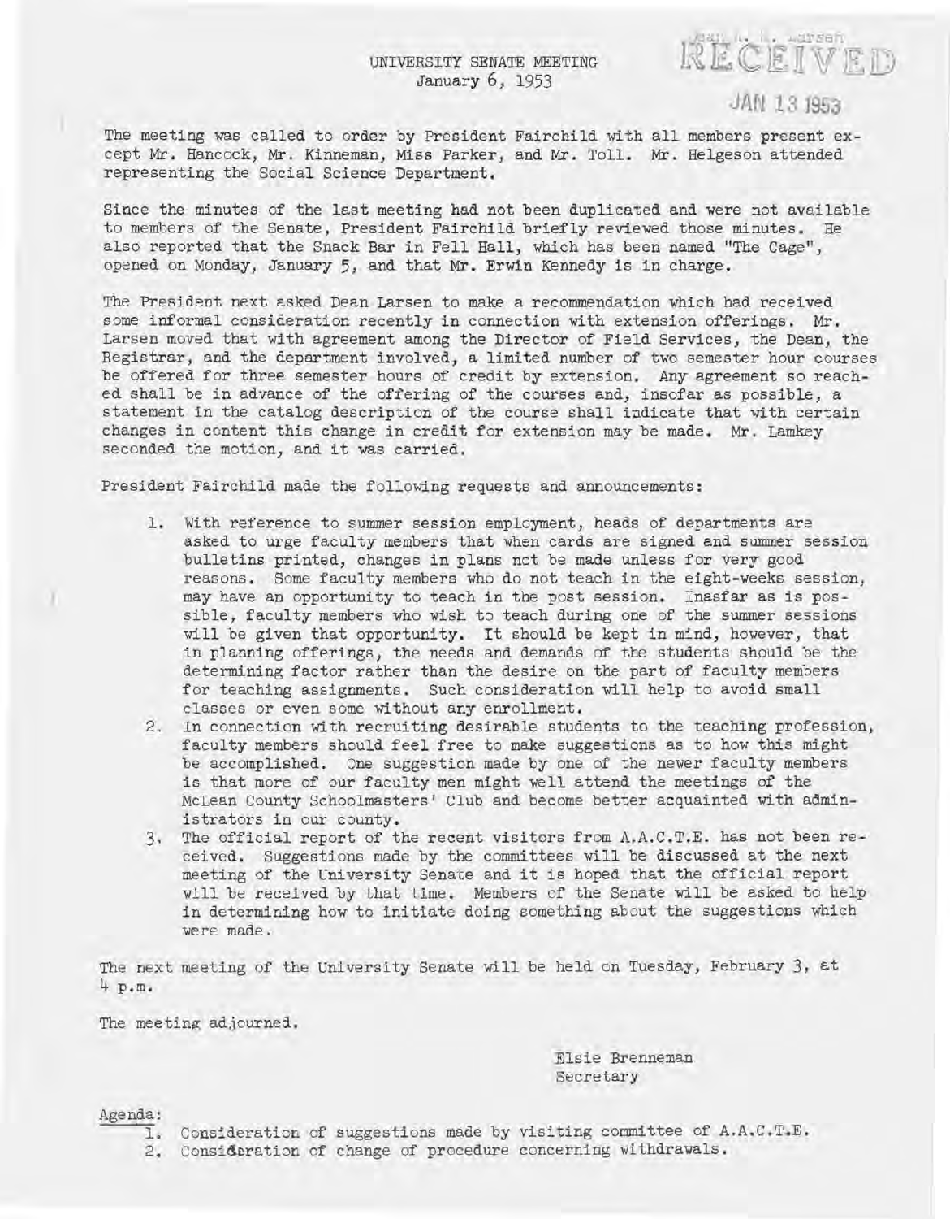UNIVERSITY SENATE MEETING
January 6, 1953

RECEIVED
JAN 13 1953

The meeting was called to order by President Fairchild with all members present except Mr. Hancock, Mr. Kinneman, Miss Parker, and Mr. Toll. Mr. Helgeson attended representing the Social Science Department.

Since the minutes of the last meeting had not been duplicated and were not available to members of the Senate, President Fairchild briefly reviewed those minutes. He also reported that the Snack Bar in Fell Hall, which has been named "The Cage", opened on Monday, January 5, and that Mr. Erwin Kennedy is in charge.

The President next asked Dean Larsen to make a recommendation which had received some informal consideration recently in connection with extension offerings. Mr. Larsen moved that with agreement among the Director of Field Services, the Dean, the Registrar, and the department involved, a limited number of two semester hour courses be offered for three semester hours of credit by extension. Any agreement so reached shall be in advance of the offering of the courses and, insofar as possible, a statement in the catalog description of the course shall indicate that with certain changes in content this change in credit for extension may be made. Mr. Lamkey seconded the motion, and it was carried.

President Fairchild made the following requests and announcements:

1. With reference to summer session employment, heads of departments are asked to urge faculty members that when cards are signed and summer session bulletins printed, changes in plans not be made unless for very good reasons. Some faculty members who do not teach in the eight-weeks session, may have an opportunity to teach in the post session. Insofar as is possible, faculty members who wish to teach during one of the summer sessions will be given that opportunity. It should be kept in mind, however, that in planning offerings, the needs and demands of the students should be the determining factor rather than the desire on the part of faculty members for teaching assignments. Such consideration will help to avoid small classes or even some without any enrollment.
2. In connection with recruiting desirable students to the teaching profession, faculty members should feel free to make suggestions as to how this might be accomplished. One suggestion made by one of the newer faculty members is that more of our faculty men might well attend the meetings of the McLean County Schoolmasters' Club and become better acquainted with administrators in our county.
3. The official report of the recent visitors from A.A.C.T.E. has not been received. Suggestions made by the committees will be discussed at the next meeting of the University Senate and it is hoped that the official report will be received by that time. Members of the Senate will be asked to help in determining how to initiate doing something about the suggestions which were made.

The next meeting of the University Senate will be held on Tuesday, February 3, at 4 p.m.

The meeting adjourned.

Elsie Brenneman
Secretary

Agenda:

1. Consideration of suggestions made by visiting committee of A.A.C.T.E.
2. Consideration of change of procedure concerning withdrawals.